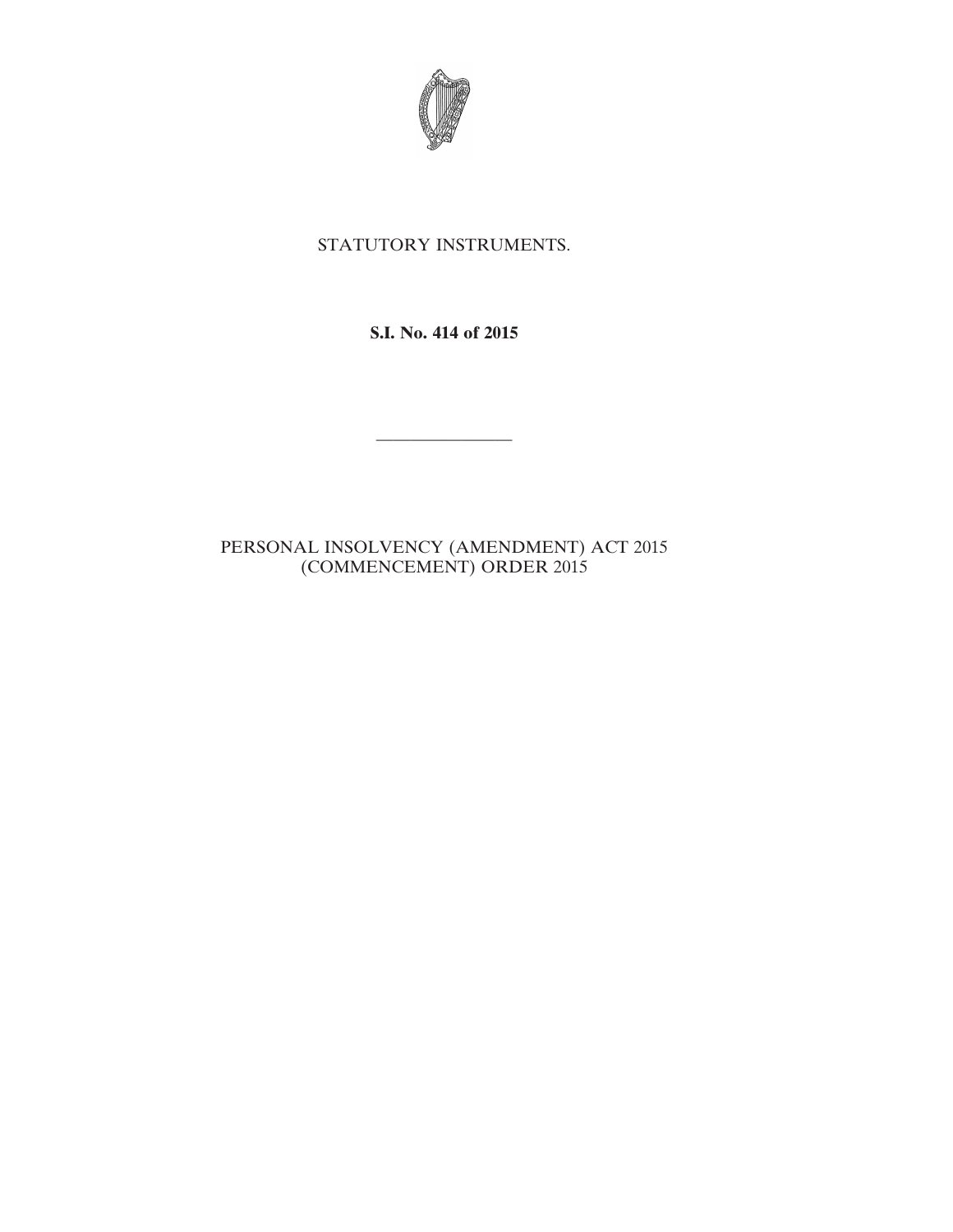STATUTORY INSTRUMENTS.

**S.I. No. 414 of 2015**

---

PERSONAL INSOLVENCY (AMENDMENT) ACT 2015 (COMMENCEMENT) ORDER 2015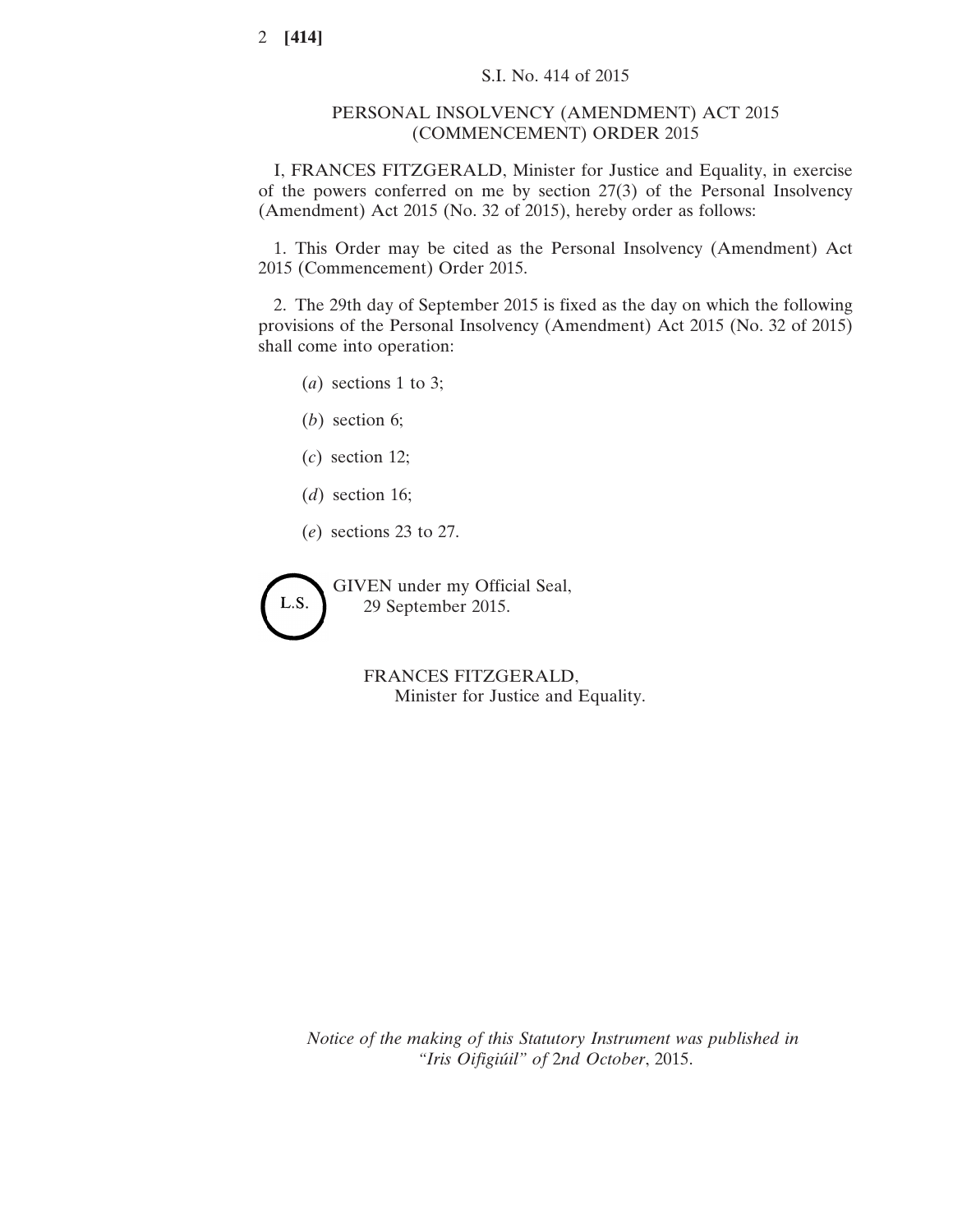S.I. No. 414 of 2015

# PERSONAL INSOLVENCY (AMENDMENT) ACT 2015 (COMMENCEMENT) ORDER 2015

I, FRANCES FITZGERALD, Minister for Justice and Equality, in exercise of the powers conferred on me by section 27(3) of the Personal Insolvency (Amendment) Act 2015 (No. 32 of 2015), hereby order as follows:

1. This Order may be cited as the Personal Insolvency (Amendment) Act 2015 (Commencement) Order 2015.

2. The 29th day of September 2015 is fixed as the day on which the following provisions of the Personal Insolvency (Amendment) Act 2015 (No. 32 of 2015) shall come into operation:

(*a*) sections 1 to 3;

(*b*) section 6;

(*c*) section 12;

(*d*) section 16;

(*e*) sections 23 to 27.

L.S.

GIVEN under my Official Seal,
29 September 2015.

FRANCES FITZGERALD,
Minister for Justice and Equality.

*Notice of the making of this Statutory Instrument was published in "Iris Oifigiúil" of* 2*nd October*, 2015.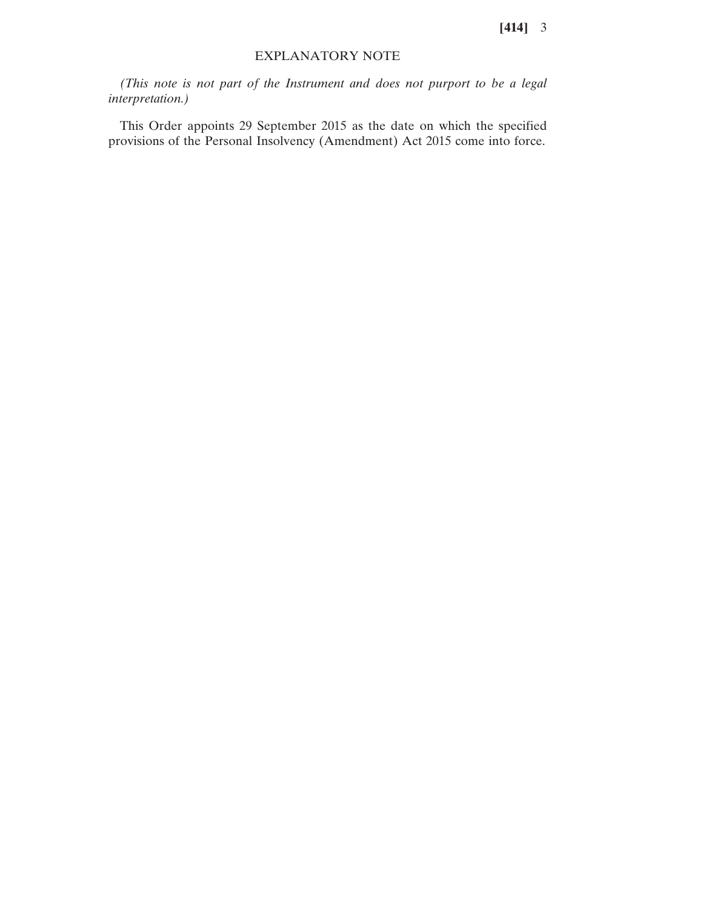## EXPLANATORY NOTE

*(This note is not part of the Instrument and does not purport to be a legal interpretation.)*

This Order appoints 29 September 2015 as the date on which the specified provisions of the Personal Insolvency (Amendment) Act 2015 come into force.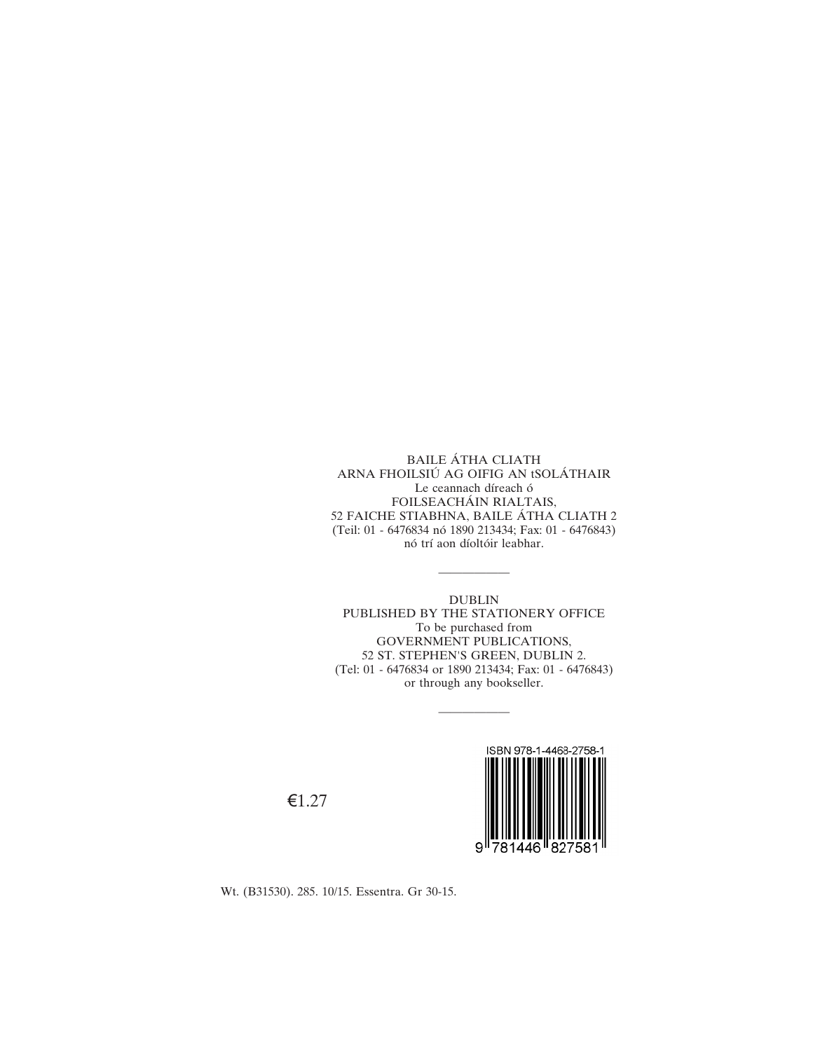BAILE ÁTHA CLIATH
ARNA FHOILSIÚ AG OIFIG AN tSOLÁTHAIR
Le ceannach díreach ó
FOILSEACHÁIN RIALTAIS,
52 FAICHE STIABHNA, BAILE ÁTHA CLIATH 2
(Teil: 01 - 6476834 nó 1890 213434; Fax: 01 - 6476843)
nó trí aon díoltóir leabhar.

---

DUBLIN
PUBLISHED BY THE STATIONERY OFFICE
To be purchased from
GOVERNMENT PUBLICATIONS,
52 ST. STEPHEN'S GREEN, DUBLIN 2.
(Tel: 01 - 6476834 or 1890 213434; Fax: 01 - 6476843)
or through any bookseller.

---

€1.27

ISBN 978-1-4468-2758-1

9 781446 827581

Wt. (B31530). 285. 10/15. Essentra. Gr 30-15.